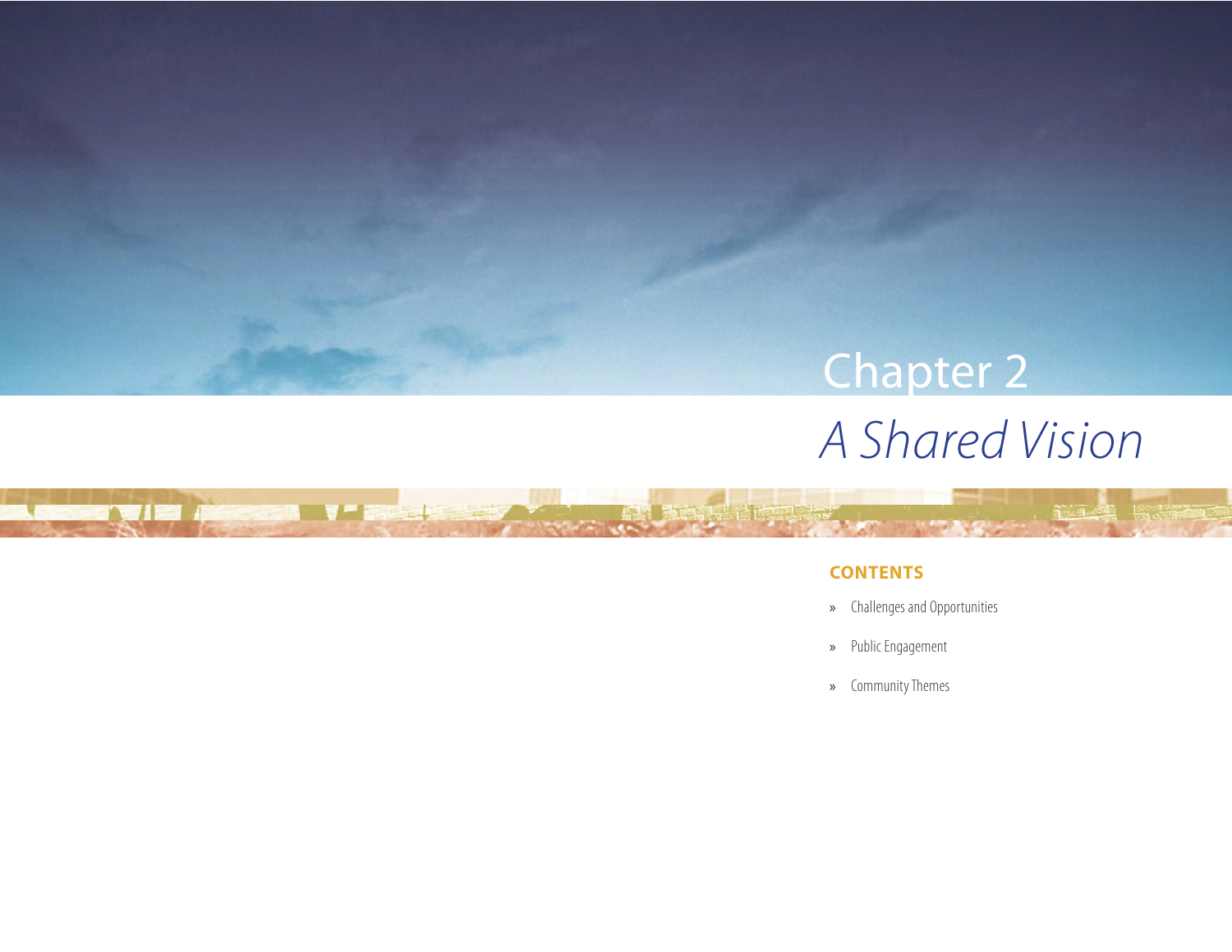# Chapter 2

## *A Shared Vision*

**CONTENTS**

- » Challenges and Opportunities
- » Public Engagement
- » Community Themes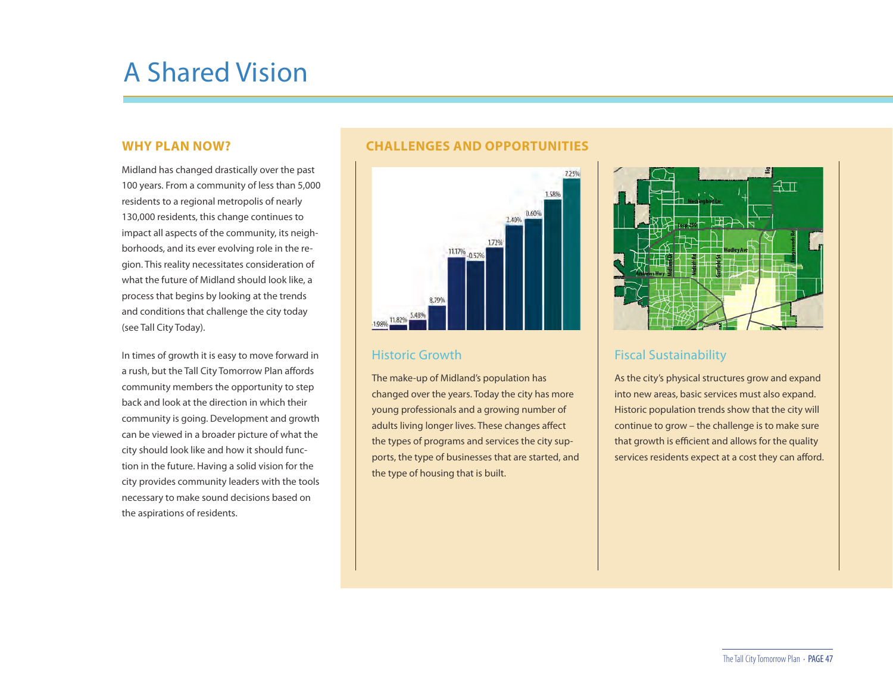# A Shared Vision

## WHY PLAN NOW?

Midland has changed drastically over the past 100 years. From a community of less than 5,000 residents to a regional metropolis of nearly 130,000 residents, this change continues to impact all aspects of the community, its neighborhoods, and its ever evolving role in the region. This reality necessitates consideration of what the future of Midland should look like, a process that begins by looking at the trends and conditions that challenge the city today (see Tall City Today).

In times of growth it is easy to move forward in a rush, but the Tall City Tomorrow Plan affords community members the opportunity to step back and look at the direction in which their community is going. Development and growth can be viewed in a broader picture of what the city should look like and how it should function in the future. Having a solid vision for the city provides community leaders with the tools necessary to make sound decisions based on the aspirations of residents.

## CHALLENGES AND OPPORTUNITIES

### Historic Growth

The make-up of Midland's population has changed over the years. Today the city has more young professionals and a growing number of adults living longer lives. These changes affect the types of programs and services the city supports, the type of businesses that are started, and the type of housing that is built.

### Fiscal Sustainability

As the city's physical structures grow and expand into new areas, basic services must also expand. Historic population trends show that the city will continue to grow – the challenge is to make sure that growth is efficient and allows for the quality services residents expect at a cost they can afford.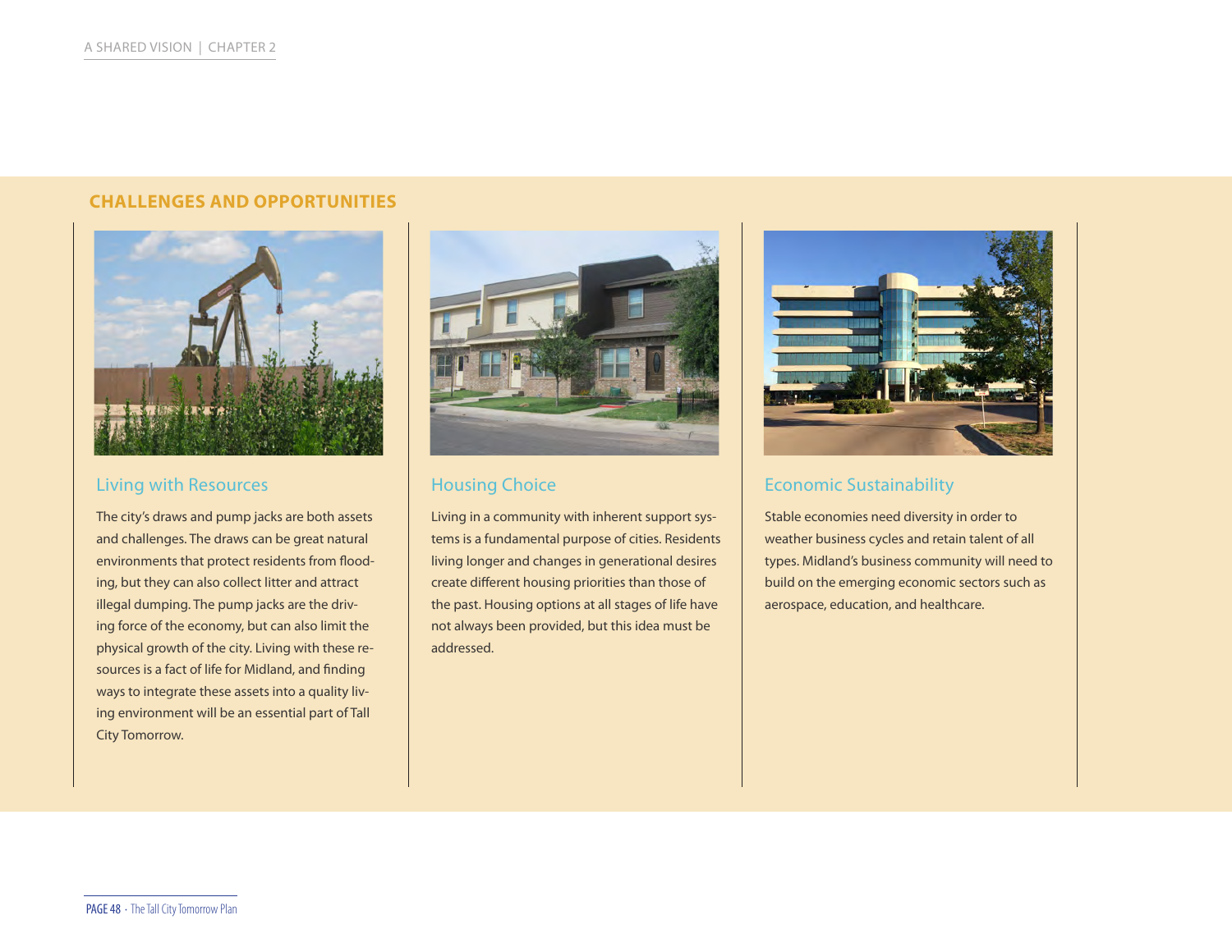## CHALLENGES AND OPPORTUNITIES

### Living with Resources

The city's draws and pump jacks are both assets and challenges. The draws can be great natural environments that protect residents from flooding, but they can also collect litter and attract illegal dumping. The pump jacks are the driving force of the economy, but can also limit the physical growth of the city. Living with these resources is a fact of life for Midland, and finding ways to integrate these assets into a quality living environment will be an essential part of Tall City Tomorrow.

### Housing Choice

Living in a community with inherent support systems is a fundamental purpose of cities. Residents living longer and changes in generational desires create different housing priorities than those of the past. Housing options at all stages of life have not always been provided, but this idea must be addressed.

### Economic Sustainability

Stable economies need diversity in order to weather business cycles and retain talent of all types. Midland's business community will need to build on the emerging economic sectors such as aerospace, education, and healthcare.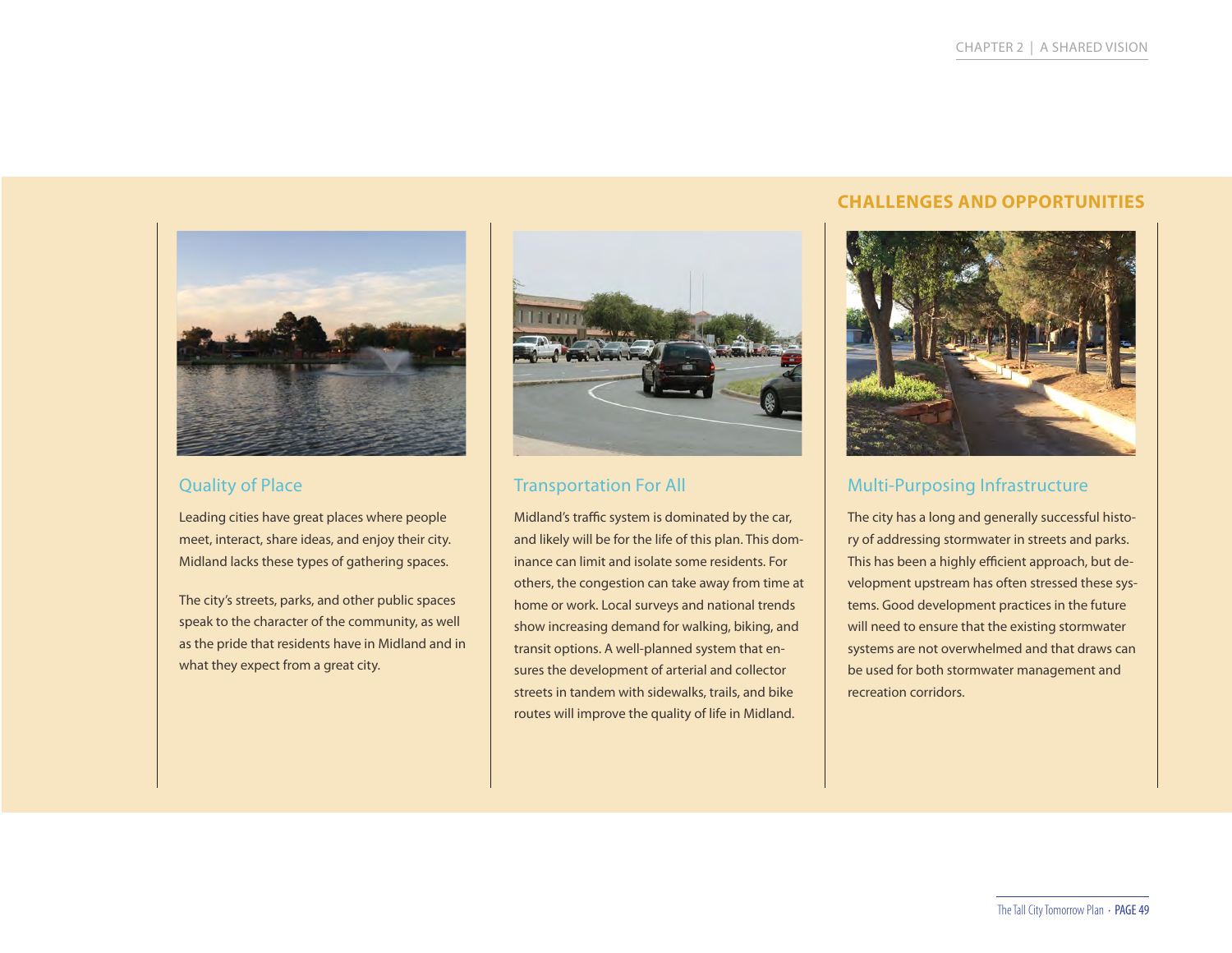## CHALLENGES AND OPPORTUNITIES

### Quality of Place

Leading cities have great places where people meet, interact, share ideas, and enjoy their city. Midland lacks these types of gathering spaces.

The city's streets, parks, and other public spaces speak to the character of the community, as well as the pride that residents have in Midland and in what they expect from a great city.

### Transportation For All

Midland's traffic system is dominated by the car, and likely will be for the life of this plan. This dominance can limit and isolate some residents. For others, the congestion can take away from time at home or work. Local surveys and national trends show increasing demand for walking, biking, and transit options. A well-planned system that ensures the development of arterial and collector streets in tandem with sidewalks, trails, and bike routes will improve the quality of life in Midland.

### Multi-Purposing Infrastructure

The city has a long and generally successful history of addressing stormwater in streets and parks. This has been a highly efficient approach, but development upstream has often stressed these systems. Good development practices in the future will need to ensure that the existing stormwater systems are not overwhelmed and that draws can be used for both stormwater management and recreation corridors.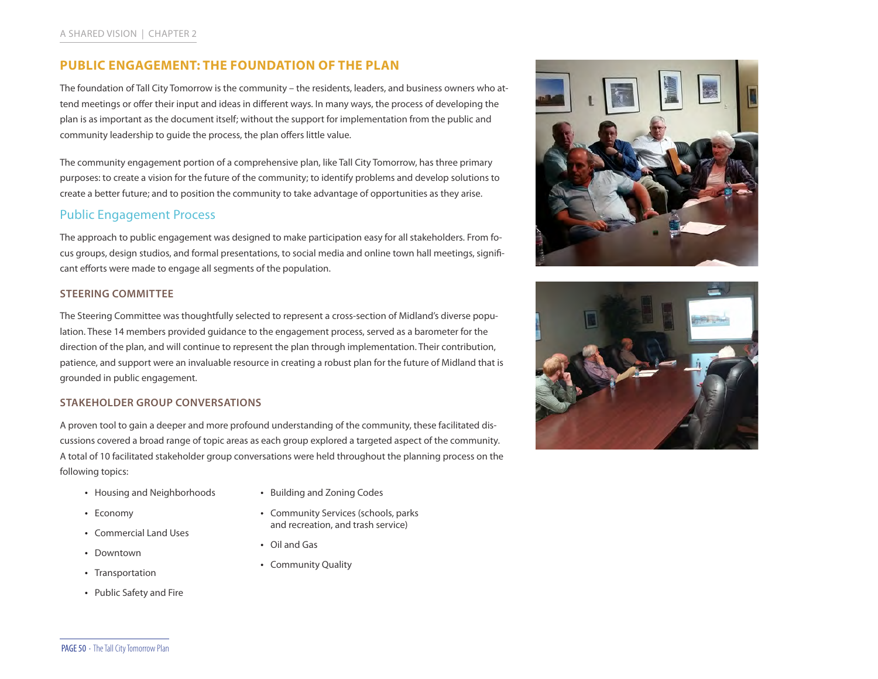## PUBLIC ENGAGEMENT: THE FOUNDATION OF THE PLAN

The foundation of Tall City Tomorrow is the community – the residents, leaders, and business owners who attend meetings or offer their input and ideas in different ways. In many ways, the process of developing the plan is as important as the document itself; without the support for implementation from the public and community leadership to guide the process, the plan offers little value.

The community engagement portion of a comprehensive plan, like Tall City Tomorrow, has three primary purposes: to create a vision for the future of the community; to identify problems and develop solutions to create a better future; and to position the community to take advantage of opportunities as they arise.

### Public Engagement Process

The approach to public engagement was designed to make participation easy for all stakeholders. From focus groups, design studios, and formal presentations, to social media and online town hall meetings, significant efforts were made to engage all segments of the population.

#### STEERING COMMITTEE

The Steering Committee was thoughtfully selected to represent a cross-section of Midland's diverse population. These 14 members provided guidance to the engagement process, served as a barometer for the direction of the plan, and will continue to represent the plan through implementation. Their contribution, patience, and support were an invaluable resource in creating a robust plan for the future of Midland that is grounded in public engagement.

#### STAKEHOLDER GROUP CONVERSATIONS

A proven tool to gain a deeper and more profound understanding of the community, these facilitated discussions covered a broad range of topic areas as each group explored a targeted aspect of the community. A total of 10 facilitated stakeholder group conversations were held throughout the planning process on the following topics:

- Housing and Neighborhoods
- Economy
- Commercial Land Uses
- Downtown
- Transportation
- Public Safety and Fire
- Building and Zoning Codes
- Community Services (schools, parks and recreation, and trash service)
- Oil and Gas
- Community Quality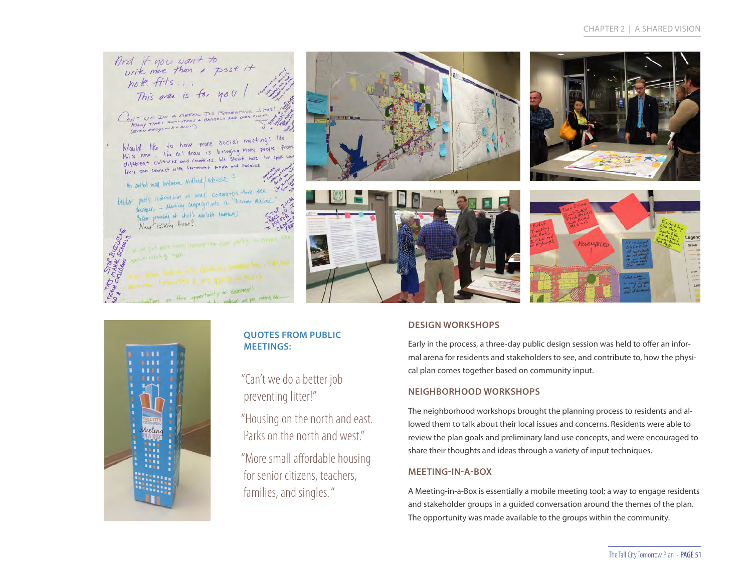### QUOTES FROM PUBLIC MEETINGS:

"Can't we do a better job preventing litter!"

"Housing on the north and east. Parks on the north and west."

"More small affordable housing for senior citizens, teachers, families, and singles."

### DESIGN WORKSHOPS

Early in the process, a three-day public design session was held to offer an informal arena for residents and stakeholders to see, and contribute to, how the physical plan comes together based on community input.

### NEIGHBORHOOD WORKSHOPS

The neighborhood workshops brought the planning process to residents and allowed them to talk about their local issues and concerns. Residents were able to review the plan goals and preliminary land use concepts, and were encouraged to share their thoughts and ideas through a variety of input techniques.

### MEETING-IN-A-BOX

A Meeting-in-a-Box is essentially a mobile meeting tool; a way to engage residents and stakeholder groups in a guided conversation around the themes of the plan. The opportunity was made available to the groups within the community.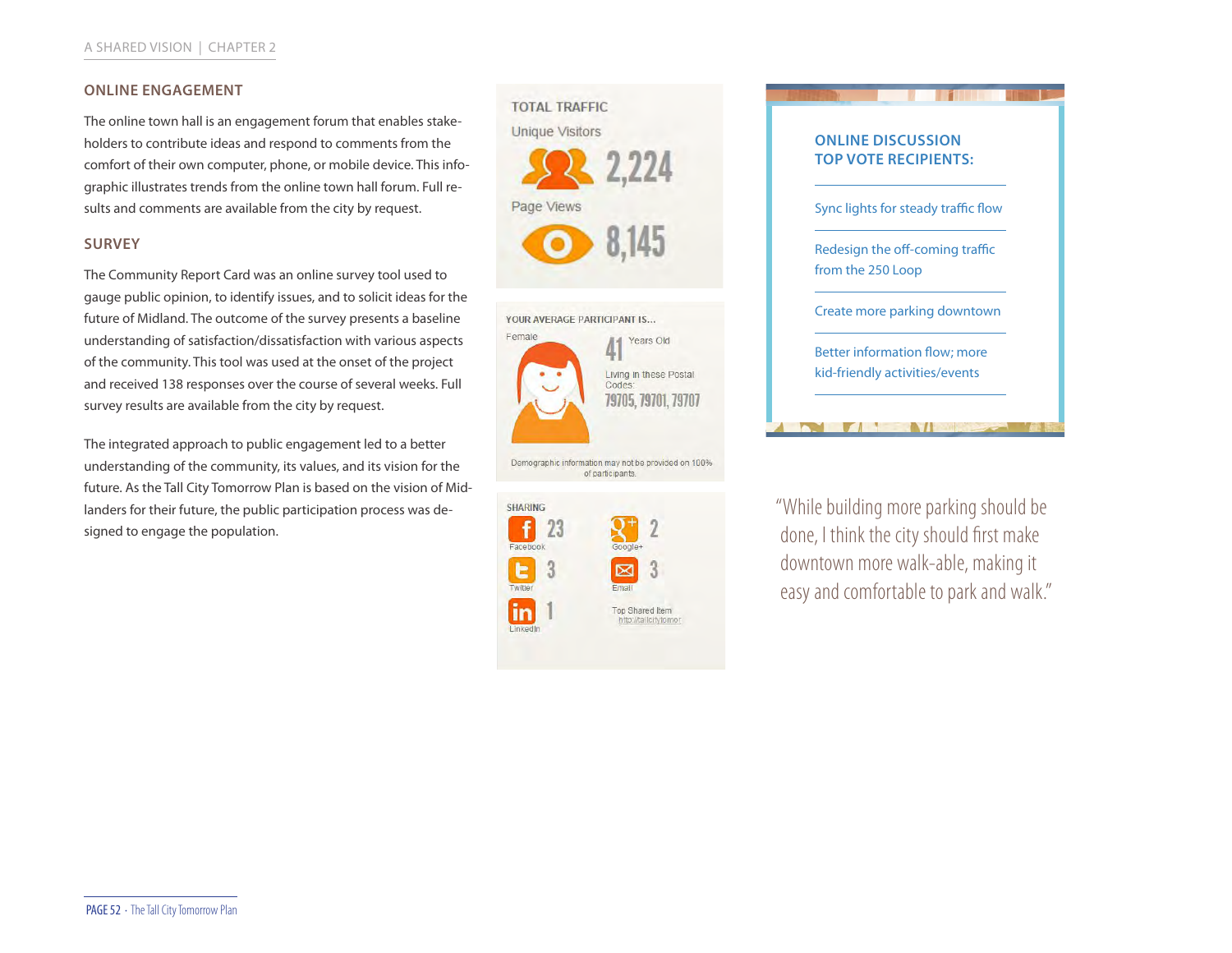## ONLINE ENGAGEMENT

The online town hall is an engagement forum that enables stakeholders to contribute ideas and respond to comments from the comfort of their own computer, phone, or mobile device. This infographic illustrates trends from the online town hall forum. Full results and comments are available from the city by request.

## SURVEY

The Community Report Card was an online survey tool used to gauge public opinion, to identify issues, and to solicit ideas for the future of Midland. The outcome of the survey presents a baseline understanding of satisfaction/dissatisfaction with various aspects of the community. This tool was used at the onset of the project and received 138 responses over the course of several weeks. Full survey results are available from the city by request.

The integrated approach to public engagement led to a better understanding of the community, its values, and its vision for the future. As the Tall City Tomorrow Plan is based on the vision of Midlanders for their future, the public participation process was designed to engage the population.

**TOTAL TRAFFIC**

Unique Visitors 2,224

Page Views 8,145

**YOUR AVERAGE PARTICIPANT IS...**

Female

41 Years Old

Living in these Postal Codes: 79705, 79701, 79707

Demographic information may not be provided on 100% of participants.

**SHARING**

| | | | |
|---|---|---|---|
| Facebook | 23 | Google+ | 2 |
| Twitter | 3 | Email | 3 |
| LinkedIn | 1 | Top Shared Item | http://tallcitytomor |

### ONLINE DISCUSSION TOP VOTE RECIPIENTS:

- Sync lights for steady traffic flow
- Redesign the off-coming traffic from the 250 Loop
- Create more parking downtown
- Better information flow; more kid-friendly activities/events

"While building more parking should be done, I think the city should first make downtown more walk-able, making it easy and comfortable to park and walk."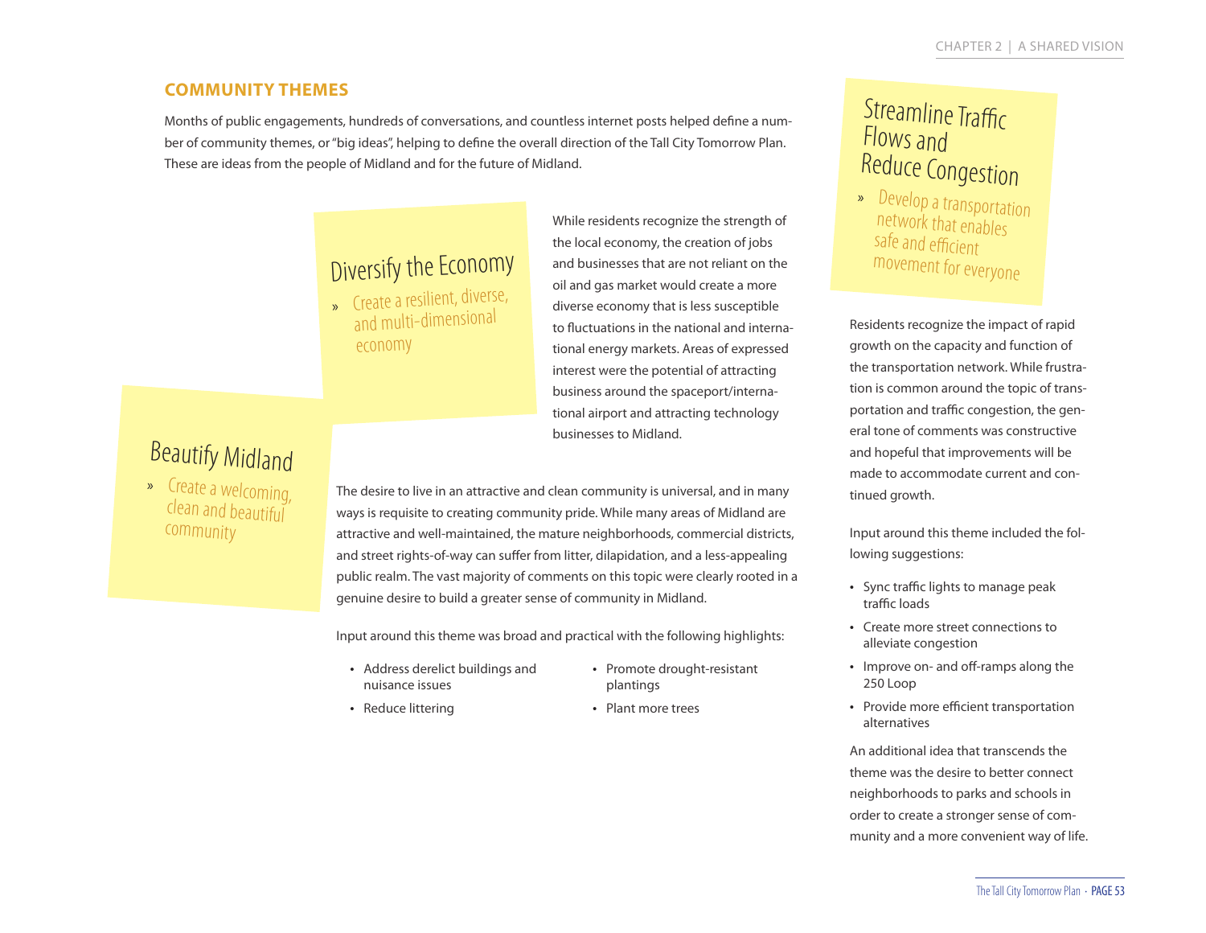## COMMUNITY THEMES

Months of public engagements, hundreds of conversations, and countless internet posts helped define a number of community themes, or "big ideas", helping to define the overall direction of the Tall City Tomorrow Plan. These are ideas from the people of Midland and for the future of Midland.

### Diversify the Economy

» Create a resilient, diverse, and multi-dimensional economy

While residents recognize the strength of the local economy, the creation of jobs and businesses that are not reliant on the oil and gas market would create a more diverse economy that is less susceptible to fluctuations in the national and international energy markets. Areas of expressed interest were the potential of attracting business around the spaceport/international airport and attracting technology businesses to Midland.

### Beautify Midland

» Create a welcoming, clean and beautiful community

The desire to live in an attractive and clean community is universal, and in many ways is requisite to creating community pride. While many areas of Midland are attractive and well-maintained, the mature neighborhoods, commercial districts, and street rights-of-way can suffer from litter, dilapidation, and a less-appealing public realm. The vast majority of comments on this topic were clearly rooted in a genuine desire to build a greater sense of community in Midland.

Input around this theme was broad and practical with the following highlights:

- Address derelict buildings and nuisance issues
- Reduce littering
- Promote drought-resistant plantings
- Plant more trees

### Streamline Traffic Flows and Reduce Congestion

» Develop a transportation network that enables safe and efficient movement for everyone

Residents recognize the impact of rapid growth on the capacity and function of the transportation network. While frustration is common around the topic of transportation and traffic congestion, the general tone of comments was constructive and hopeful that improvements will be made to accommodate current and continued growth.

Input around this theme included the following suggestions:

- Sync traffic lights to manage peak traffic loads
- Create more street connections to alleviate congestion
- Improve on- and off-ramps along the 250 Loop
- Provide more efficient transportation alternatives

An additional idea that transcends the theme was the desire to better connect neighborhoods to parks and schools in order to create a stronger sense of community and a more convenient way of life.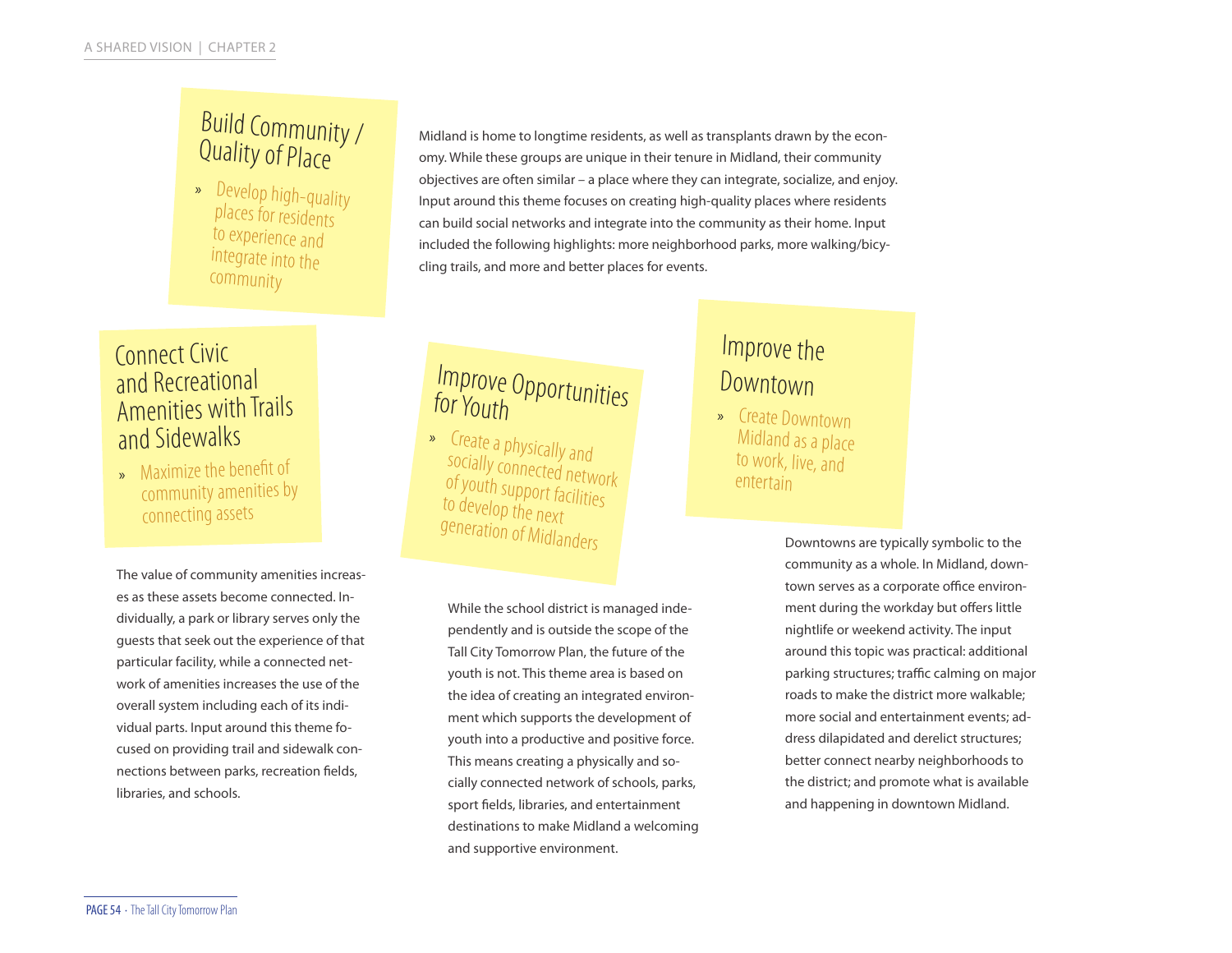## Build Community / Quality of Place

» Develop high-quality places for residents to experience and integrate into the community

Midland is home to longtime residents, as well as transplants drawn by the economy. While these groups are unique in their tenure in Midland, their community objectives are often similar – a place where they can integrate, socialize, and enjoy. Input around this theme focuses on creating high-quality places where residents can build social networks and integrate into the community as their home. Input included the following highlights: more neighborhood parks, more walking/bicycling trails, and more and better places for events.

## Connect Civic and Recreational Amenities with Trails and Sidewalks

» Maximize the benefit of community amenities by connecting assets

The value of community amenities increases as these assets become connected. Individually, a park or library serves only the guests that seek out the experience of that particular facility, while a connected network of amenities increases the use of the overall system including each of its individual parts. Input around this theme focused on providing trail and sidewalk connections between parks, recreation fields, libraries, and schools.

## Improve Opportunities for Youth

» Create a physically and socially connected network of youth support facilities to develop the next generation of Midlanders

While the school district is managed independently and is outside the scope of the Tall City Tomorrow Plan, the future of the youth is not. This theme area is based on the idea of creating an integrated environment which supports the development of youth into a productive and positive force. This means creating a physically and socially connected network of schools, parks, sport fields, libraries, and entertainment destinations to make Midland a welcoming and supportive environment.

## Improve the Downtown

» Create Downtown Midland as a place to work, live, and entertain

Downtowns are typically symbolic to the community as a whole. In Midland, downtown serves as a corporate office environment during the workday but offers little nightlife or weekend activity. The input around this topic was practical: additional parking structures; traffic calming on major roads to make the district more walkable; more social and entertainment events; address dilapidated and derelict structures; better connect nearby neighborhoods to the district; and promote what is available and happening in downtown Midland.